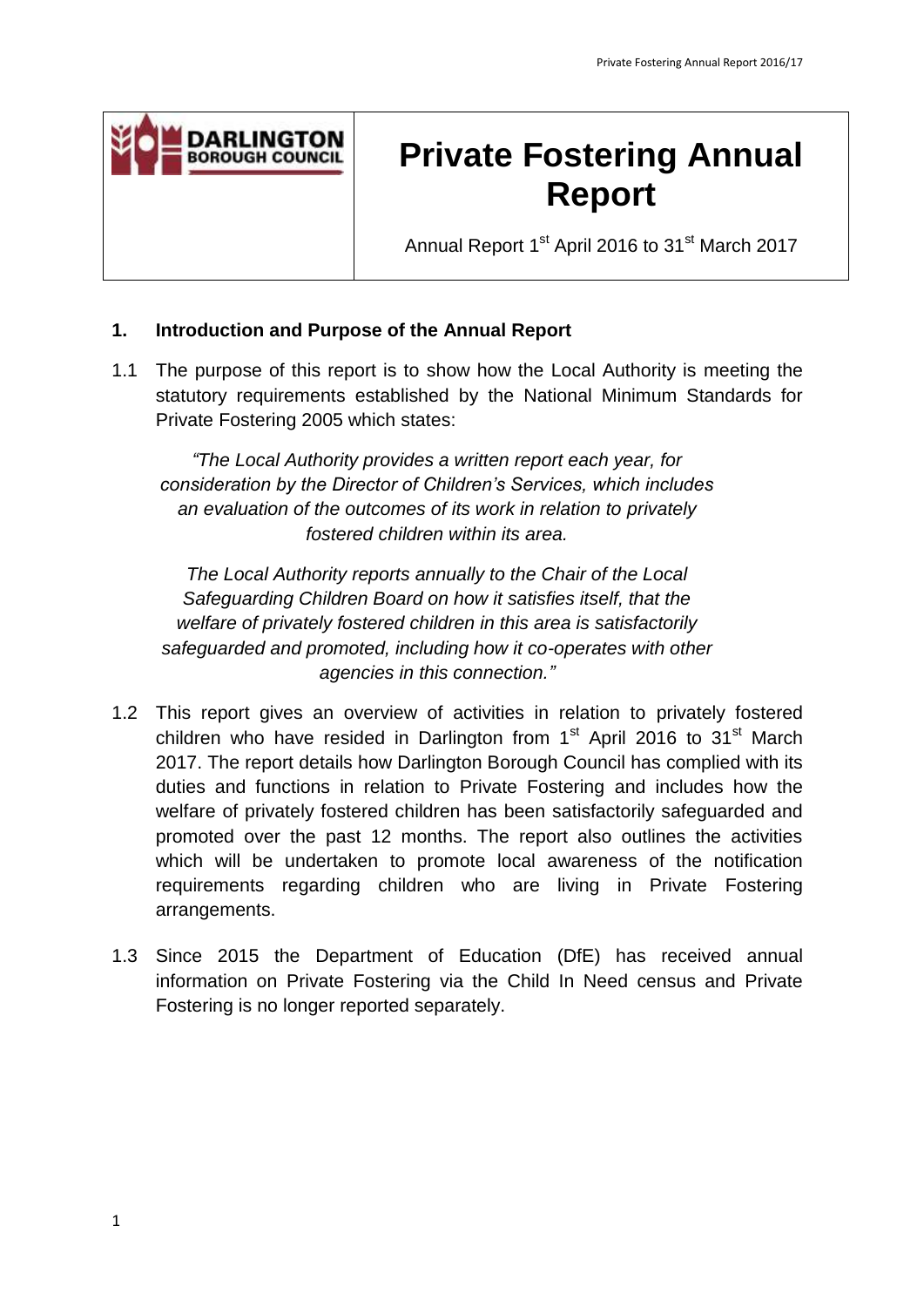# Private Fostering Annual Report

Annual Report 1st April 2016 to 31st March 2017

## 1. Introduction and Purpose of the Annual Report

1.1 The purpose of this report is to show how the Local Authority is meeting the statutory requirements established by the National Minimum Standards for Private Fostering 2005 which states:

> *"The Local Authority provides a written report each year, for consideration by the Director of Children's Services, which includes an evaluation of the outcomes of its work in relation to privately fostered children within its area.*
>
> *The Local Authority reports annually to the Chair of the Local Safeguarding Children Board on how it satisfies itself, that the welfare of privately fostered children in this area is satisfactorily safeguarded and promoted, including how it co-operates with other agencies in this connection."*

1.2 This report gives an overview of activities in relation to privately fostered children who have resided in Darlington from 1st April 2016 to 31st March 2017. The report details how Darlington Borough Council has complied with its duties and functions in relation to Private Fostering and includes how the welfare of privately fostered children has been satisfactorily safeguarded and promoted over the past 12 months. The report also outlines the activities which will be undertaken to promote local awareness of the notification requirements regarding children who are living in Private Fostering arrangements.

1.3 Since 2015 the Department of Education (DfE) has received annual information on Private Fostering via the Child In Need census and Private Fostering is no longer reported separately.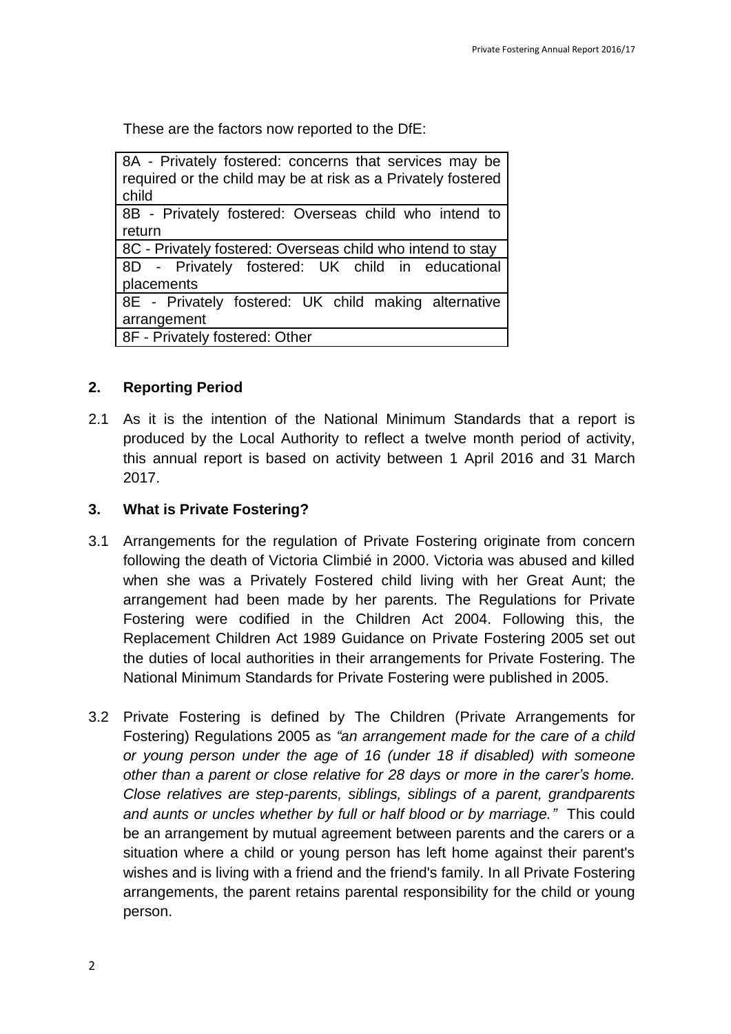These are the factors now reported to the DfE:

| 8A - Privately fostered: concerns that services may be required or the child may be at risk as a Privately fostered child |
|---|
| 8B - Privately fostered: Overseas child who intend to return |
| 8C - Privately fostered: Overseas child who intend to stay |
| 8D - Privately fostered: UK child in educational placements |
| 8E - Privately fostered: UK child making alternative arrangement |
| 8F - Privately fostered: Other |

## 2. Reporting Period

2.1 As it is the intention of the National Minimum Standards that a report is produced by the Local Authority to reflect a twelve month period of activity, this annual report is based on activity between 1 April 2016 and 31 March 2017.

## 3. What is Private Fostering?

3.1 Arrangements for the regulation of Private Fostering originate from concern following the death of Victoria Climbié in 2000. Victoria was abused and killed when she was a Privately Fostered child living with her Great Aunt; the arrangement had been made by her parents. The Regulations for Private Fostering were codified in the Children Act 2004. Following this, the Replacement Children Act 1989 Guidance on Private Fostering 2005 set out the duties of local authorities in their arrangements for Private Fostering. The National Minimum Standards for Private Fostering were published in 2005.

3.2 Private Fostering is defined by The Children (Private Arrangements for Fostering) Regulations 2005 as *"an arrangement made for the care of a child or young person under the age of 16 (under 18 if disabled) with someone other than a parent or close relative for 28 days or more in the carer's home. Close relatives are step-parents, siblings, siblings of a parent, grandparents and aunts or uncles whether by full or half blood or by marriage."* This could be an arrangement by mutual agreement between parents and the carers or a situation where a child or young person has left home against their parent's wishes and is living with a friend and the friend's family. In all Private Fostering arrangements, the parent retains parental responsibility for the child or young person.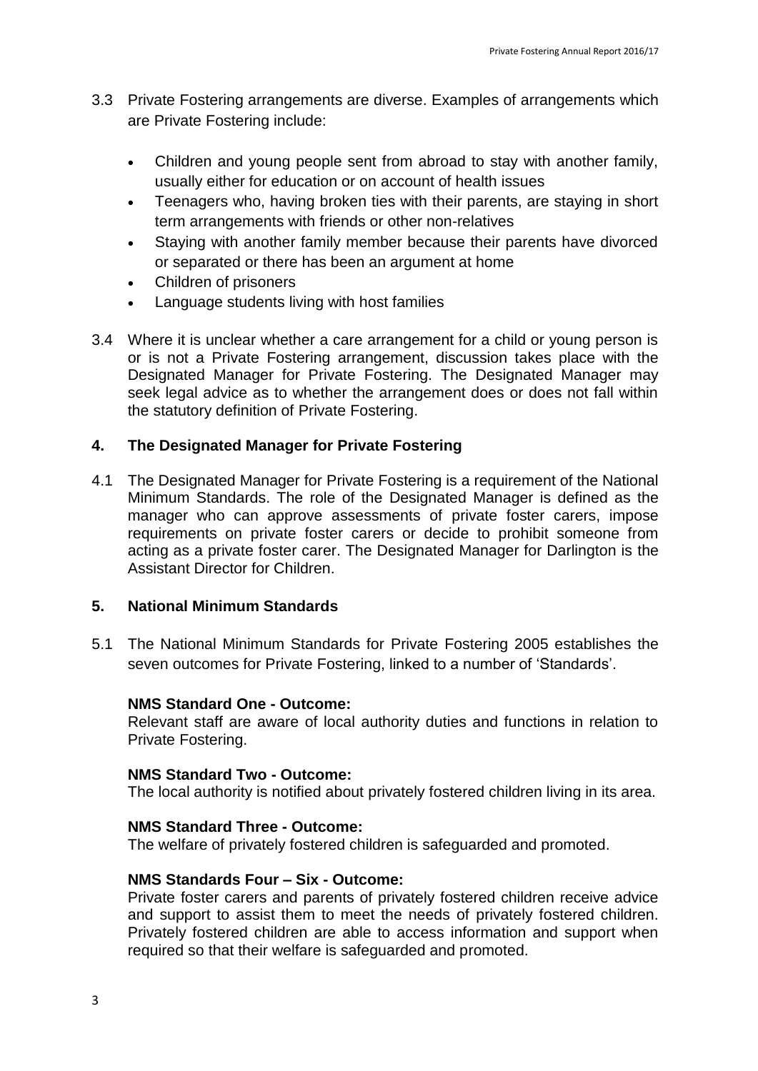3.3 Private Fostering arrangements are diverse. Examples of arrangements which are Private Fostering include:

- Children and young people sent from abroad to stay with another family, usually either for education or on account of health issues
- Teenagers who, having broken ties with their parents, are staying in short term arrangements with friends or other non-relatives
- Staying with another family member because their parents have divorced or separated or there has been an argument at home
- Children of prisoners
- Language students living with host families

3.4 Where it is unclear whether a care arrangement for a child or young person is or is not a Private Fostering arrangement, discussion takes place with the Designated Manager for Private Fostering. The Designated Manager may seek legal advice as to whether the arrangement does or does not fall within the statutory definition of Private Fostering.

## 4. The Designated Manager for Private Fostering

4.1 The Designated Manager for Private Fostering is a requirement of the National Minimum Standards. The role of the Designated Manager is defined as the manager who can approve assessments of private foster carers, impose requirements on private foster carers or decide to prohibit someone from acting as a private foster carer. The Designated Manager for Darlington is the Assistant Director for Children.

## 5. National Minimum Standards

5.1 The National Minimum Standards for Private Fostering 2005 establishes the seven outcomes for Private Fostering, linked to a number of 'Standards'.

**NMS Standard One - Outcome:**
Relevant staff are aware of local authority duties and functions in relation to Private Fostering.

**NMS Standard Two - Outcome:**
The local authority is notified about privately fostered children living in its area.

**NMS Standard Three - Outcome:**
The welfare of privately fostered children is safeguarded and promoted.

**NMS Standards Four – Six - Outcome:**
Private foster carers and parents of privately fostered children receive advice and support to assist them to meet the needs of privately fostered children. Privately fostered children are able to access information and support when required so that their welfare is safeguarded and promoted.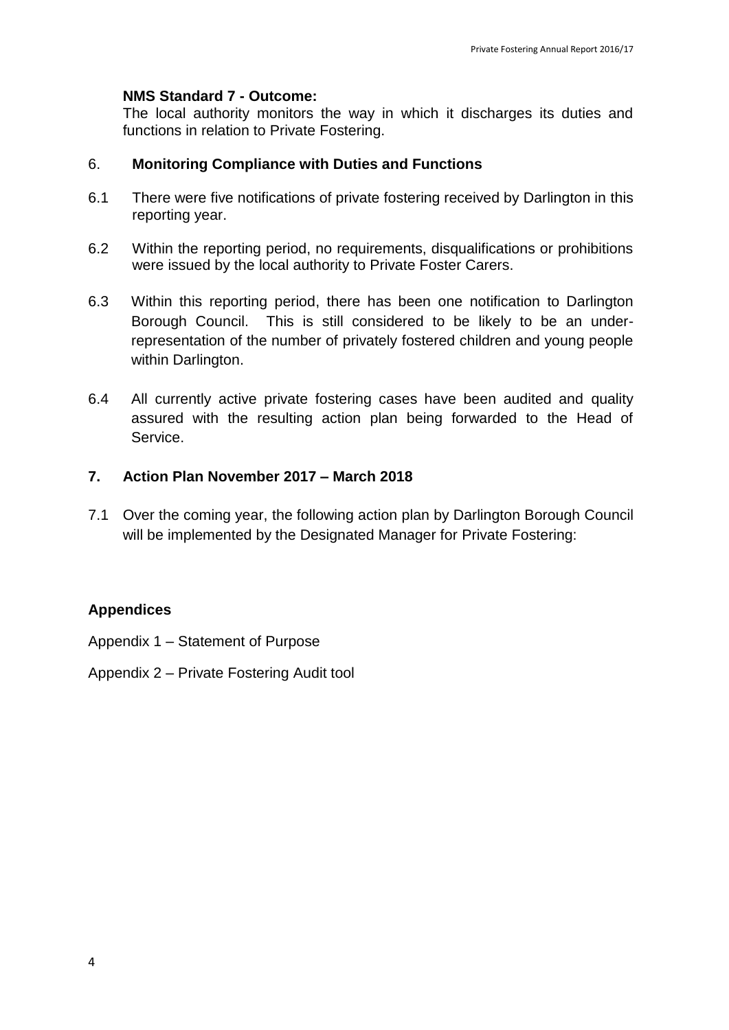**NMS Standard 7 - Outcome:**
The local authority monitors the way in which it discharges its duties and functions in relation to Private Fostering.

## 6. Monitoring Compliance with Duties and Functions

6.1 There were five notifications of private fostering received by Darlington in this reporting year.

6.2 Within the reporting period, no requirements, disqualifications or prohibitions were issued by the local authority to Private Foster Carers.

6.3 Within this reporting period, there has been one notification to Darlington Borough Council. This is still considered to be likely to be an under-representation of the number of privately fostered children and young people within Darlington.

6.4 All currently active private fostering cases have been audited and quality assured with the resulting action plan being forwarded to the Head of Service.

## 7. Action Plan November 2017 – March 2018

7.1 Over the coming year, the following action plan by Darlington Borough Council will be implemented by the Designated Manager for Private Fostering:

## Appendices

Appendix 1 – Statement of Purpose

Appendix 2 – Private Fostering Audit tool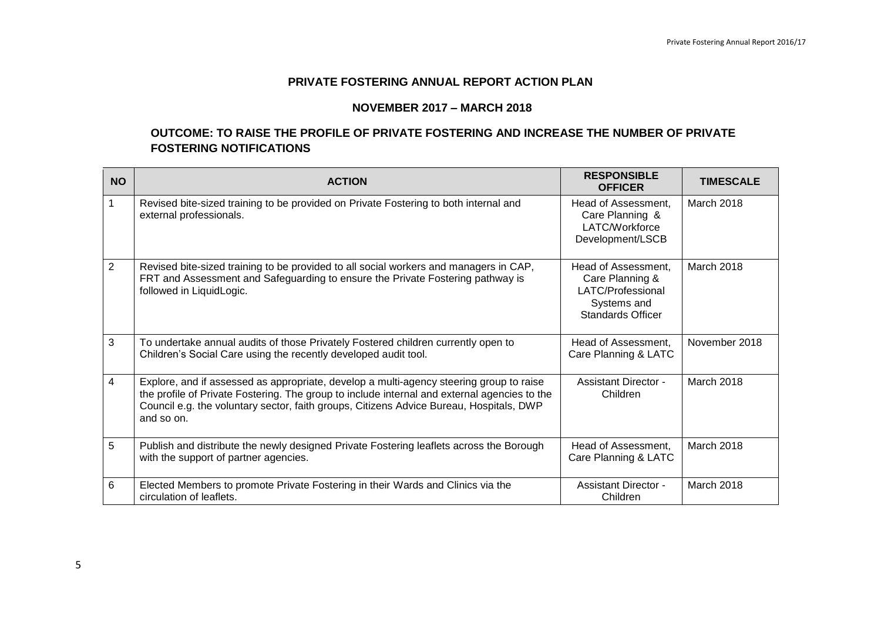## PRIVATE FOSTERING ANNUAL REPORT ACTION PLAN

### NOVEMBER 2017 – MARCH 2018

### OUTCOME: TO RAISE THE PROFILE OF PRIVATE FOSTERING AND INCREASE THE NUMBER OF PRIVATE FOSTERING NOTIFICATIONS

| NO | ACTION | RESPONSIBLE OFFICER | TIMESCALE |
|---|---|---|---|
| 1 | Revised bite-sized training to be provided on Private Fostering to both internal and external professionals. | Head of Assessment, Care Planning & LATC/Workforce Development/LSCB | March 2018 |
| 2 | Revised bite-sized training to be provided to all social workers and managers in CAP, FRT and Assessment and Safeguarding to ensure the Private Fostering pathway is followed in LiquidLogic. | Head of Assessment, Care Planning & LATC/Professional Systems and Standards Officer | March 2018 |
| 3 | To undertake annual audits of those Privately Fostered children currently open to Children's Social Care using the recently developed audit tool. | Head of Assessment, Care Planning & LATC | November 2018 |
| 4 | Explore, and if assessed as appropriate, develop a multi-agency steering group to raise the profile of Private Fostering. The group to include internal and external agencies to the Council e.g. the voluntary sector, faith groups, Citizens Advice Bureau, Hospitals, DWP and so on. | Assistant Director - Children | March 2018 |
| 5 | Publish and distribute the newly designed Private Fostering leaflets across the Borough with the support of partner agencies. | Head of Assessment, Care Planning & LATC | March 2018 |
| 6 | Elected Members to promote Private Fostering in their Wards and Clinics via the circulation of leaflets. | Assistant Director - Children | March 2018 |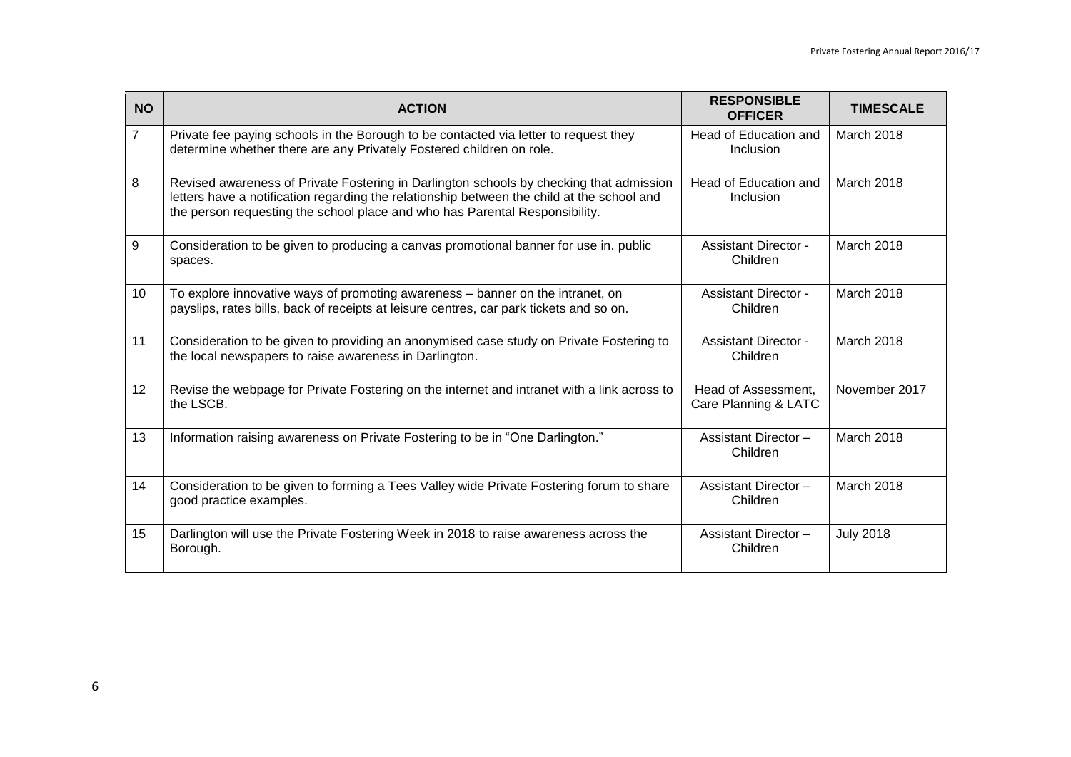| NO | ACTION | RESPONSIBLE OFFICER | TIMESCALE |
|---|---|---|---|
| 7 | Private fee paying schools in the Borough to be contacted via letter to request they determine whether there are any Privately Fostered children on role. | Head of Education and Inclusion | March 2018 |
| 8 | Revised awareness of Private Fostering in Darlington schools by checking that admission letters have a notification regarding the relationship between the child at the school and the person requesting the school place and who has Parental Responsibility. | Head of Education and Inclusion | March 2018 |
| 9 | Consideration to be given to producing a canvas promotional banner for use in. public spaces. | Assistant Director - Children | March 2018 |
| 10 | To explore innovative ways of promoting awareness – banner on the intranet, on payslips, rates bills, back of receipts at leisure centres, car park tickets and so on. | Assistant Director - Children | March 2018 |
| 11 | Consideration to be given to providing an anonymised case study on Private Fostering to the local newspapers to raise awareness in Darlington. | Assistant Director - Children | March 2018 |
| 12 | Revise the webpage for Private Fostering on the internet and intranet with a link across to the LSCB. | Head of Assessment, Care Planning & LATC | November 2017 |
| 13 | Information raising awareness on Private Fostering to be in "One Darlington." | Assistant Director – Children | March 2018 |
| 14 | Consideration to be given to forming a Tees Valley wide Private Fostering forum to share good practice examples. | Assistant Director – Children | March 2018 |
| 15 | Darlington will use the Private Fostering Week in 2018 to raise awareness across the Borough. | Assistant Director – Children | July 2018 |